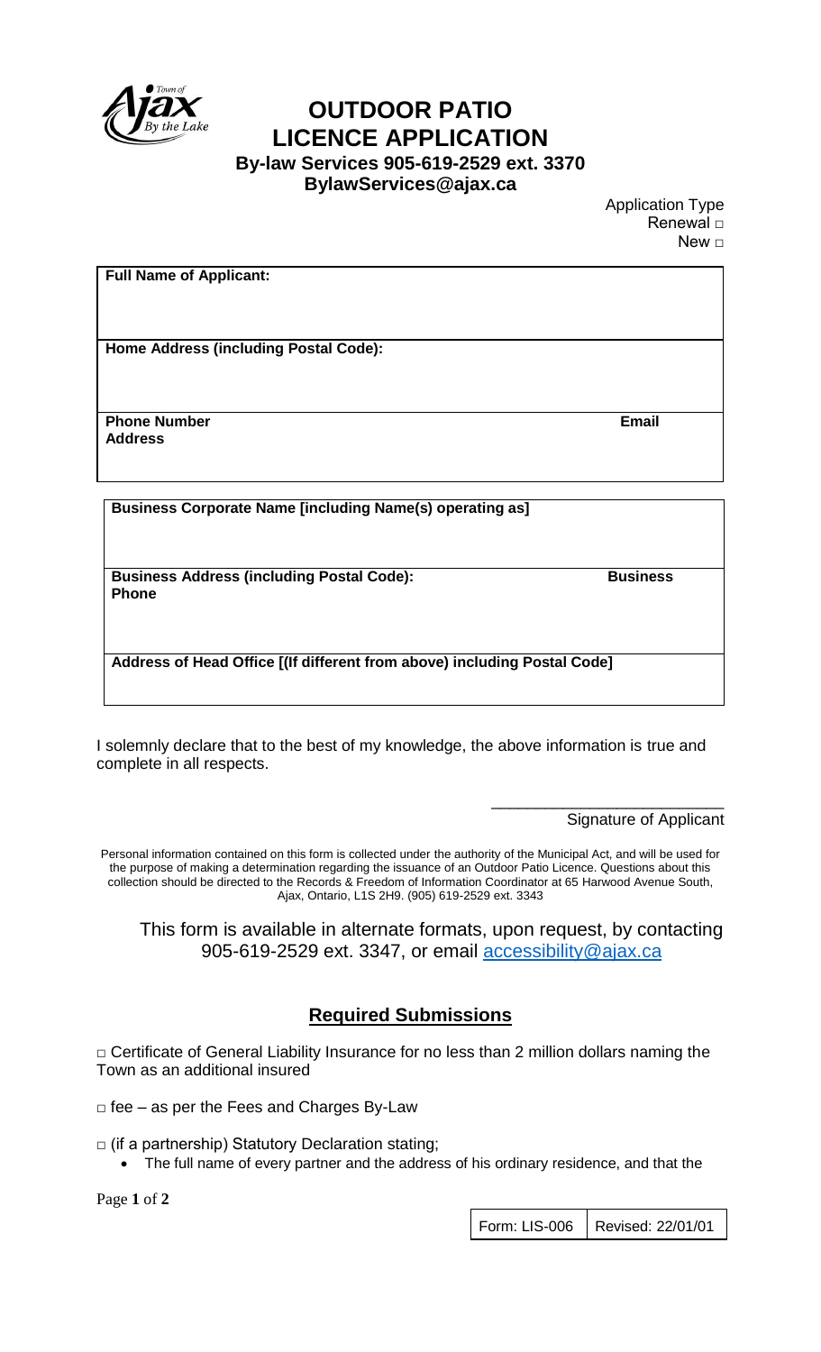# OUTDOOR PATIO LICENCE APPLICATION

**By-law Services 905-619-2529 ext. 3370**
**BylawServices@ajax.ca**

Application Type
Renewal □
New □

| **Full Name of Applicant:** | |
|---|---|
| **Home Address (including Postal Code):** | |
| **Phone Number** | **Email Address** |

| **Business Corporate Name [including Name(s) operating as]** | |
|---|---|
| **Business Address (including Postal Code):** | **Business Phone** |
| **Address of Head Office [(If different from above) including Postal Code]** | |

I solemnly declare that to the best of my knowledge, the above information is true and complete in all respects.

___________________________
Signature of Applicant

Personal information contained on this form is collected under the authority of the Municipal Act, and will be used for the purpose of making a determination regarding the issuance of an Outdoor Patio Licence. Questions about this collection should be directed to the Records & Freedom of Information Coordinator at 65 Harwood Avenue South, Ajax, Ontario, L1S 2H9. (905) 619-2529 ext. 3343

This form is available in alternate formats, upon request, by contacting 905-619-2529 ext. 3347, or email accessibility@ajax.ca

## Required Submissions

□ Certificate of General Liability Insurance for no less than 2 million dollars naming the Town as an additional insured

□ fee – as per the Fees and Charges By-Law

□ (if a partnership) Statutory Declaration stating;

- The full name of every partner and the address of his ordinary residence, and that the

Form: LIS-006 | Revised: 22/01/01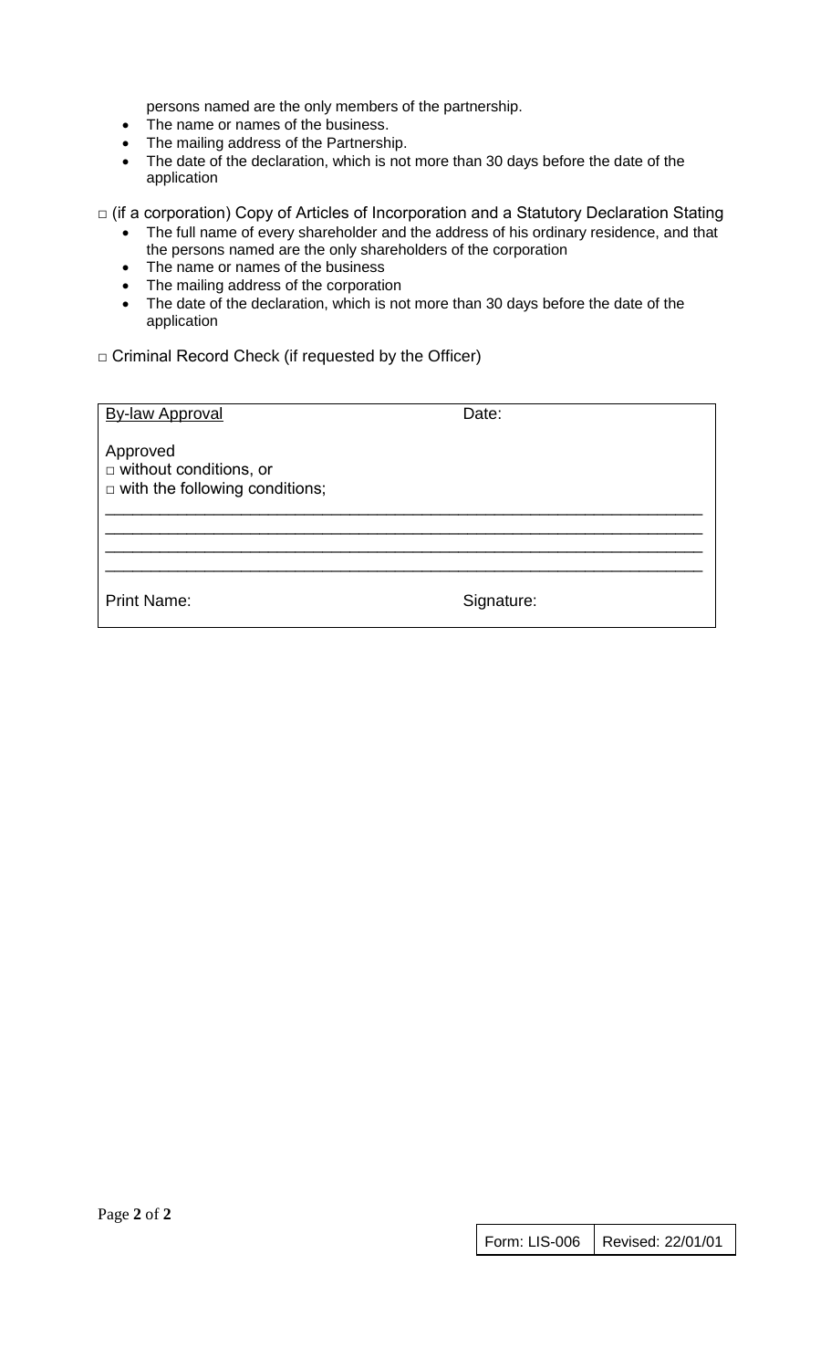persons named are the only members of the partnership.

- The name or names of the business.
- The mailing address of the Partnership.
- The date of the declaration, which is not more than 30 days before the date of the application

□ (if a corporation) Copy of Articles of Incorporation and a Statutory Declaration Stating

- The full name of every shareholder and the address of his ordinary residence, and that the persons named are the only shareholders of the corporation
- The name or names of the business
- The mailing address of the corporation
- The date of the declaration, which is not more than 30 days before the date of the application

□ Criminal Record Check (if requested by the Officer)

| | |
|---|---|
| By-law Approval | Date: |
| Approved<br>□ without conditions, or<br>□ with the following conditions; | |
| ______________________________________________________________________<br>______________________________________________________________________<br>______________________________________________________________________<br>______________________________________________________________________ | |
| Print Name: | Signature: |

| | |
|---|---|
| Form: LIS-006 | Revised: 22/01/01 |